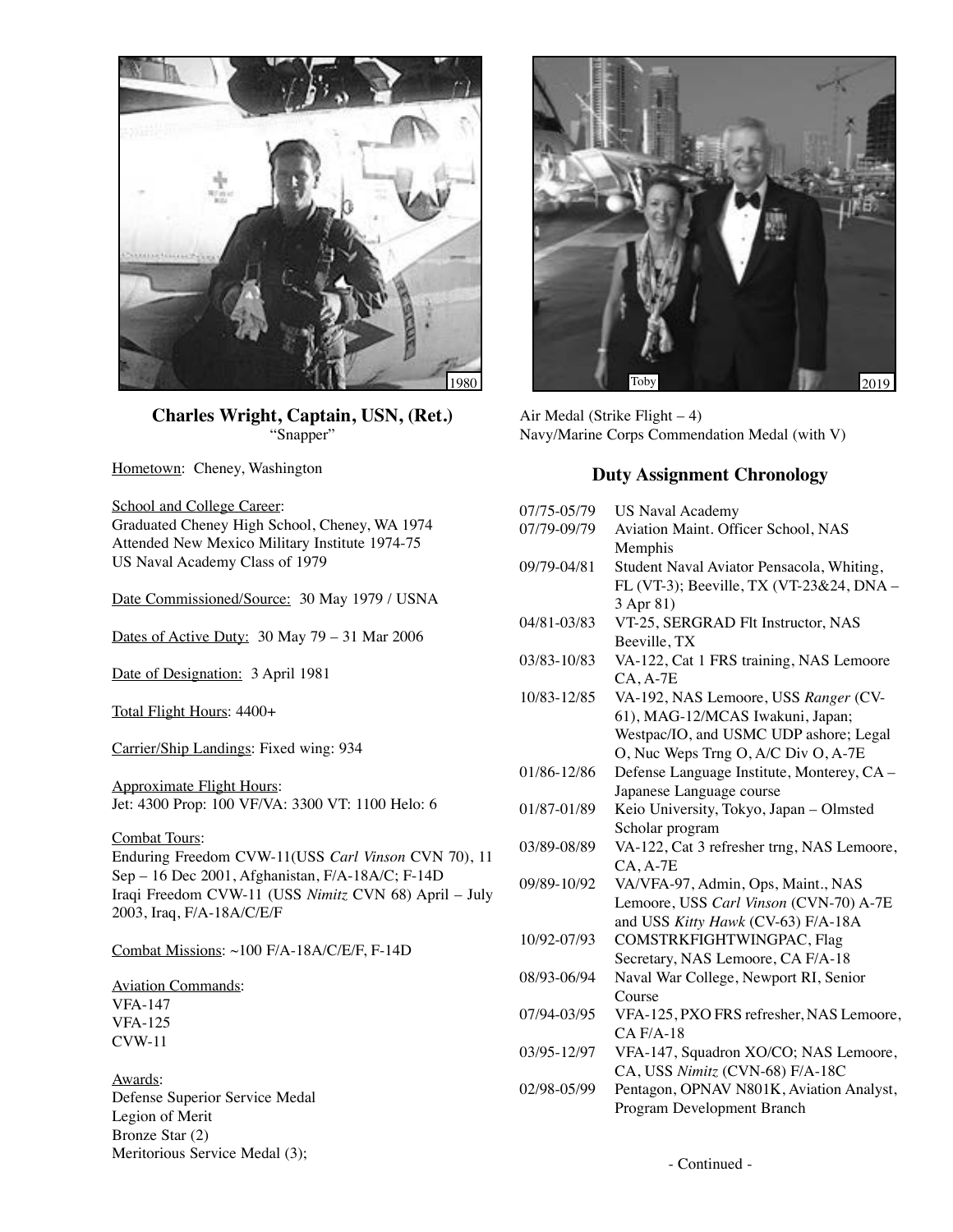1980

Toby

2019

**Charles Wright, Captain, USN, (Ret.)**
"Snapper"

Hometown: Cheney, Washington

School and College Career:
Graduated Cheney High School, Cheney, WA 1974
Attended New Mexico Military Institute 1974-75
US Naval Academy Class of 1979

Date Commissioned/Source: 30 May 1979 / USNA

Dates of Active Duty: 30 May 79 – 31 Mar 2006

Date of Designation: 3 April 1981

Total Flight Hours: 4400+

Carrier/Ship Landings: Fixed wing: 934

Approximate Flight Hours:
Jet: 4300 Prop: 100 VF/VA: 3300 VT: 1100 Helo: 6

Combat Tours:
Enduring Freedom CVW-11(USS *Carl Vinson* CVN 70), 11 Sep – 16 Dec 2001, Afghanistan, F/A-18A/C; F-14D
Iraqi Freedom CVW-11 (USS *Nimitz* CVN 68) April – July 2003, Iraq, F/A-18A/C/E/F

Combat Missions: ~100 F/A-18A/C/E/F, F-14D

Aviation Commands:
VFA-147
VFA-125
CVW-11

Awards:
Defense Superior Service Medal
Legion of Merit
Bronze Star (2)
Meritorious Service Medal (3);
Air Medal (Strike Flight – 4)
Navy/Marine Corps Commendation Medal (with V)

## Duty Assignment Chronology

| | |
|---|---|
| 07/75-05/79 | US Naval Academy |
| 07/79-09/79 | Aviation Maint. Officer School, NAS Memphis |
| 09/79-04/81 | Student Naval Aviator Pensacola, Whiting, FL (VT-3); Beeville, TX (VT-23&24, DNA – 3 Apr 81) |
| 04/81-03/83 | VT-25, SERGRAD Flt Instructor, NAS Beeville, TX |
| 03/83-10/83 | VA-122, Cat 1 FRS training, NAS Lemoore CA, A-7E |
| 10/83-12/85 | VA-192, NAS Lemoore, USS *Ranger* (CV-61), MAG-12/MCAS Iwakuni, Japan; Westpac/IO, and USMC UDP ashore; Legal O, Nuc Weps Trng O, A/C Div O, A-7E |
| 01/86-12/86 | Defense Language Institute, Monterey, CA – Japanese Language course |
| 01/87-01/89 | Keio University, Tokyo, Japan – Olmsted Scholar program |
| 03/89-08/89 | VA-122, Cat 3 refresher trng, NAS Lemoore, CA, A-7E |
| 09/89-10/92 | VA/VFA-97, Admin, Ops, Maint., NAS Lemoore, USS *Carl Vinson* (CVN-70) A-7E and USS *Kitty Hawk* (CV-63) F/A-18A |
| 10/92-07/93 | COMSTRKFIGHTWINGPAC, Flag Secretary, NAS Lemoore, CA F/A-18 |
| 08/93-06/94 | Naval War College, Newport RI, Senior Course |
| 07/94-03/95 | VFA-125, PXO FRS refresher, NAS Lemoore, CA F/A-18 |
| 03/95-12/97 | VFA-147, Squadron XO/CO; NAS Lemoore, CA, USS *Nimitz* (CVN-68) F/A-18C |
| 02/98-05/99 | Pentagon, OPNAV N801K, Aviation Analyst, Program Development Branch |

- Continued -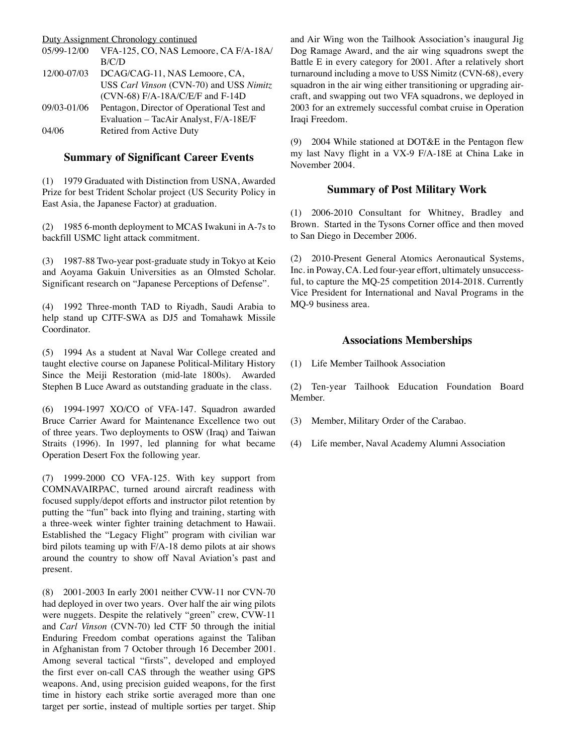Duty Assignment Chronology continued

| | |
|---|---|
| 05/99-12/00 | VFA-125, CO, NAS Lemoore, CA F/A-18A/B/C/D |
| 12/00-07/03 | DCAG/CAG-11, NAS Lemoore, CA, USS *Carl Vinson* (CVN-70) and USS *Nimitz* (CVN-68) F/A-18A/C/E/F and F-14D |
| 09/03-01/06 | Pentagon, Director of Operational Test and Evaluation – TacAir Analyst, F/A-18E/F |
| 04/06 | Retired from Active Duty |

## Summary of Significant Career Events

(1) 1979 Graduated with Distinction from USNA, Awarded Prize for best Trident Scholar project (US Security Policy in East Asia, the Japanese Factor) at graduation.

(2) 1985 6-month deployment to MCAS Iwakuni in A-7s to backfill USMC light attack commitment.

(3) 1987-88 Two-year post-graduate study in Tokyo at Keio and Aoyama Gakuin Universities as an Olmsted Scholar. Significant research on "Japanese Perceptions of Defense".

(4) 1992 Three-month TAD to Riyadh, Saudi Arabia to help stand up CJTF-SWA as DJ5 and Tomahawk Missile Coordinator.

(5) 1994 As a student at Naval War College created and taught elective course on Japanese Political-Military History Since the Meiji Restoration (mid-late 1800s). Awarded Stephen B Luce Award as outstanding graduate in the class.

(6) 1994-1997 XO/CO of VFA-147. Squadron awarded Bruce Carrier Award for Maintenance Excellence two out of three years. Two deployments to OSW (Iraq) and Taiwan Straits (1996). In 1997, led planning for what became Operation Desert Fox the following year.

(7) 1999-2000 CO VFA-125. With key support from COMNAVAIRPAC, turned around aircraft readiness with focused supply/depot efforts and instructor pilot retention by putting the "fun" back into flying and training, starting with a three-week winter fighter training detachment to Hawaii. Established the "Legacy Flight" program with civilian war bird pilots teaming up with F/A-18 demo pilots at air shows around the country to show off Naval Aviation's past and present.

(8) 2001-2003 In early 2001 neither CVW-11 nor CVN-70 had deployed in over two years. Over half the air wing pilots were nuggets. Despite the relatively "green" crew, CVW-11 and *Carl Vinson* (CVN-70) led CTF 50 through the initial Enduring Freedom combat operations against the Taliban in Afghanistan from 7 October through 16 December 2001. Among several tactical "firsts", developed and employed the first ever on-call CAS through the weather using GPS weapons. And, using precision guided weapons, for the first time in history each strike sortie averaged more than one target per sortie, instead of multiple sorties per target. Ship and Air Wing won the Tailhook Association's inaugural Jig Dog Ramage Award, and the air wing squadrons swept the Battle E in every category for 2001. After a relatively short turnaround including a move to USS Nimitz (CVN-68), every squadron in the air wing either transitioning or upgrading aircraft, and swapping out two VFA squadrons, we deployed in 2003 for an extremely successful combat cruise in Operation Iraqi Freedom.

(9) 2004 While stationed at DOT&E in the Pentagon flew my last Navy flight in a VX-9 F/A-18E at China Lake in November 2004.

## Summary of Post Military Work

(1) 2006-2010 Consultant for Whitney, Bradley and Brown. Started in the Tysons Corner office and then moved to San Diego in December 2006.

(2) 2010-Present General Atomics Aeronautical Systems, Inc. in Poway, CA. Led four-year effort, ultimately unsuccessful, to capture the MQ-25 competition 2014-2018. Currently Vice President for International and Naval Programs in the MQ-9 business area.

## Associations Memberships

(1) Life Member Tailhook Association

(2) Ten-year Tailhook Education Foundation Board Member.

(3) Member, Military Order of the Carabao.

(4) Life member, Naval Academy Alumni Association